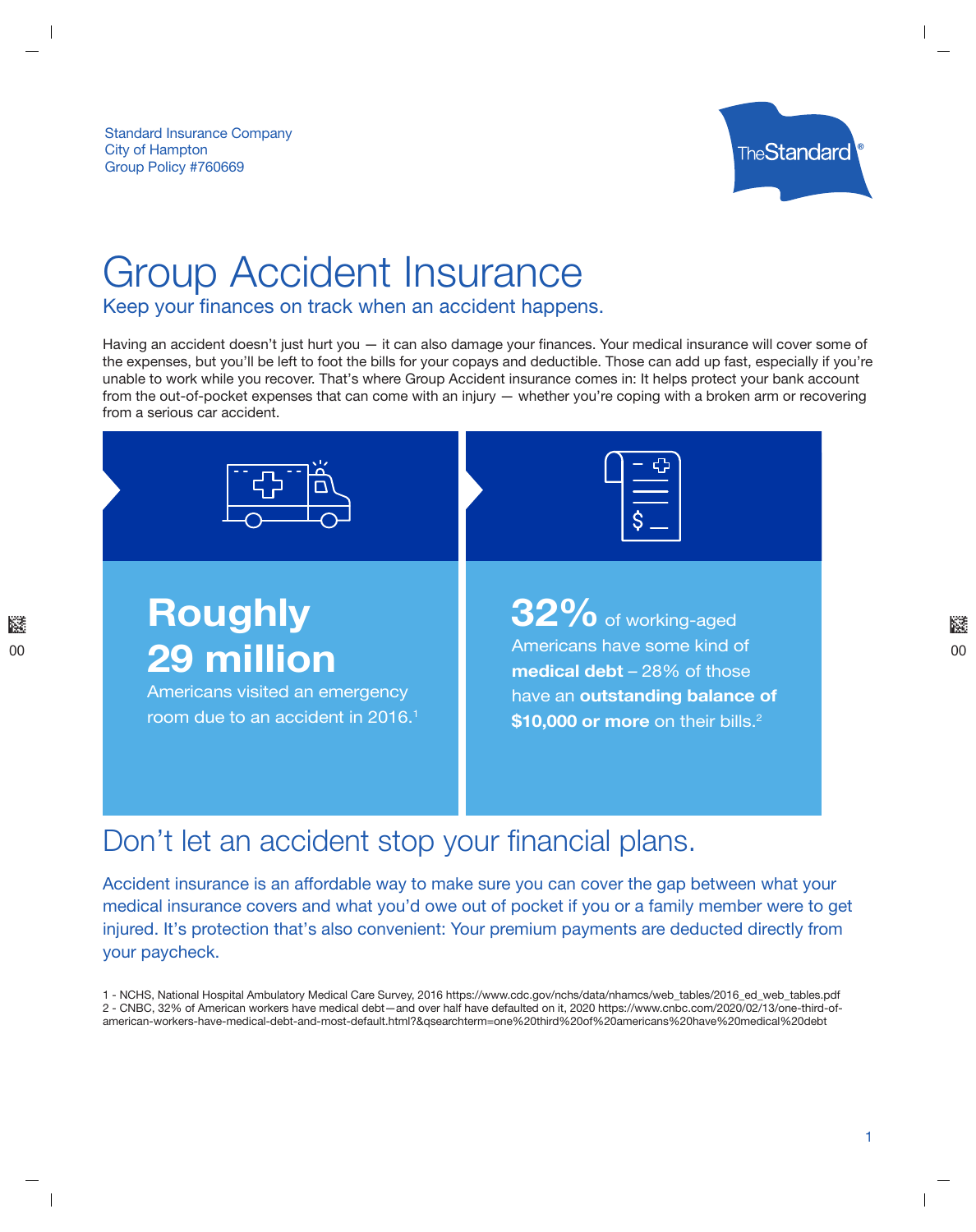Standard Insurance Company
City of Hampton
Group Policy #760669

# Group Accident Insurance

## Keep your finances on track when an accident happens.

Having an accident doesn't just hurt you — it can also damage your finances. Your medical insurance will cover some of the expenses, but you'll be left to foot the bills for your copays and deductible. Those can add up fast, especially if you're unable to work while you recover. That's where Group Accident insurance comes in: It helps protect your bank account from the out-of-pocket expenses that can come with an injury — whether you're coping with a broken arm or recovering from a serious car accident.

**Roughly 29 million** Americans visited an emergency room due to an accident in 2016.[1]

**32%** of working-aged Americans have some kind of **medical debt** – 28% of those have an **outstanding balance of $10,000 or more** on their bills.[2]

## Don't let an accident stop your financial plans.

Accident insurance is an affordable way to make sure you can cover the gap between what your medical insurance covers and what you'd owe out of pocket if you or a family member were to get injured. It's protection that's also convenient: Your premium payments are deducted directly from your paycheck.

1 - NCHS, National Hospital Ambulatory Medical Care Survey, 2016 https://www.cdc.gov/nchs/data/nhamcs/web_tables/2016_ed_web_tables.pdf
2 - CNBC, 32% of American workers have medical debt—and over half have defaulted on it, 2020 https://www.cnbc.com/2020/02/13/one-third-of-american-workers-have-medical-debt-and-most-default.html?&qsearchterm=one%20third%20of%20americans%20have%20medical%20debt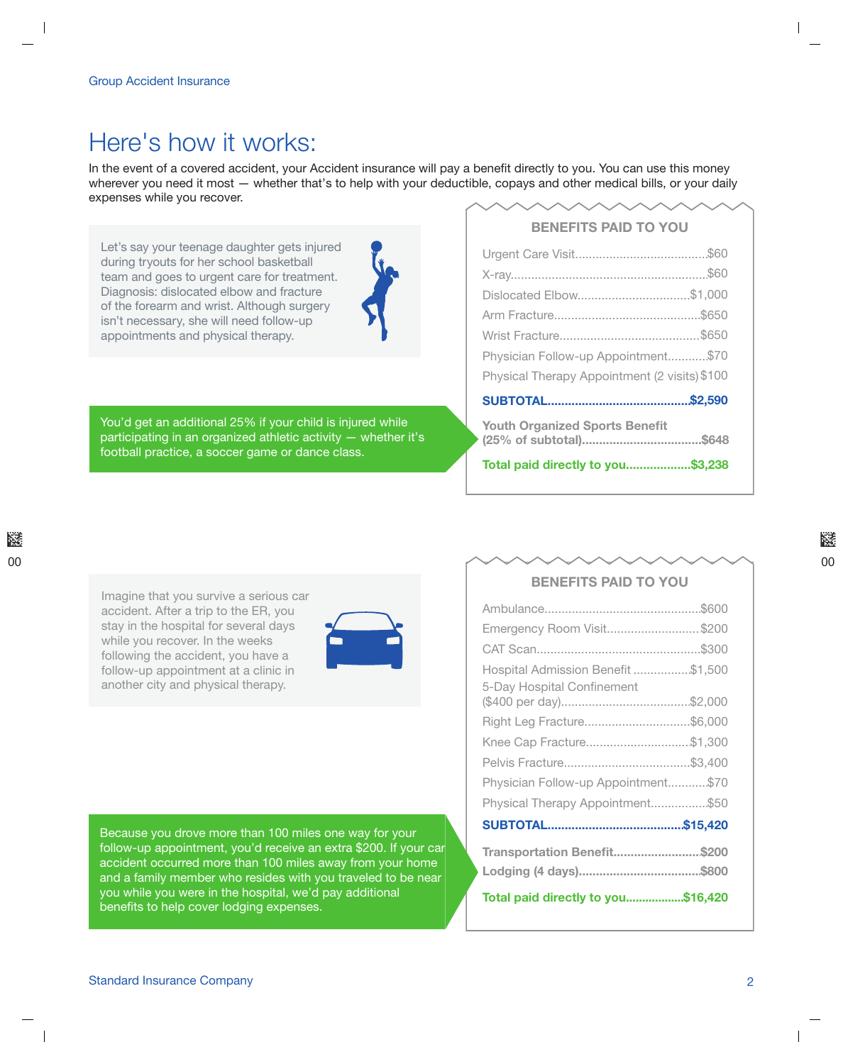# Here's how it works:

In the event of a covered accident, your Accident insurance will pay a benefit directly to you. You can use this money wherever you need it most — whether that's to help with your deductible, copays and other medical bills, or your daily expenses while you recover.

Let's say your teenage daughter gets injured during tryouts for her school basketball team and goes to urgent care for treatment. Diagnosis: dislocated elbow and fracture of the forearm and wrist. Although surgery isn't necessary, she will need follow-up appointments and physical therapy.

You'd get an additional 25% if your child is injured while participating in an organized athletic activity — whether it's football practice, a soccer game or dance class.

### BENEFITS PAID TO YOU

| Benefit | Amount |
|---|---|
| Urgent Care Visit | $60 |
| X-ray | $60 |
| Dislocated Elbow | $1,000 |
| Arm Fracture | $650 |
| Wrist Fracture | $650 |
| Physician Follow-up Appointment | $70 |
| Physical Therapy Appointment (2 visits) | $100 |
| **SUBTOTAL** | **$2,590** |
| **Youth Organized Sports Benefit (25% of subtotal)** | **$648** |
| **Total paid directly to you** | **$3,238** |

Imagine that you survive a serious car accident. After a trip to the ER, you stay in the hospital for several days while you recover. In the weeks following the accident, you have a follow-up appointment at a clinic in another city and physical therapy.

Because you drove more than 100 miles one way for your follow-up appointment, you'd receive an extra $200. If your car accident occurred more than 100 miles away from your home and a family member who resides with you traveled to be near you while you were in the hospital, we'd pay additional benefits to help cover lodging expenses.

### BENEFITS PAID TO YOU

| Benefit | Amount |
|---|---|
| Ambulance | $600 |
| Emergency Room Visit | $200 |
| CAT Scan | $300 |
| Hospital Admission Benefit | $1,500 |
| 5-Day Hospital Confinement ($400 per day) | $2,000 |
| Right Leg Fracture | $6,000 |
| Knee Cap Fracture | $1,300 |
| Pelvis Fracture | $3,400 |
| Physician Follow-up Appointment | $70 |
| Physical Therapy Appointment | $50 |
| **SUBTOTAL** | **$15,420** |
| **Transportation Benefit** | **$200** |
| **Lodging (4 days)** | **$800** |
| **Total paid directly to you** | **$16,420** |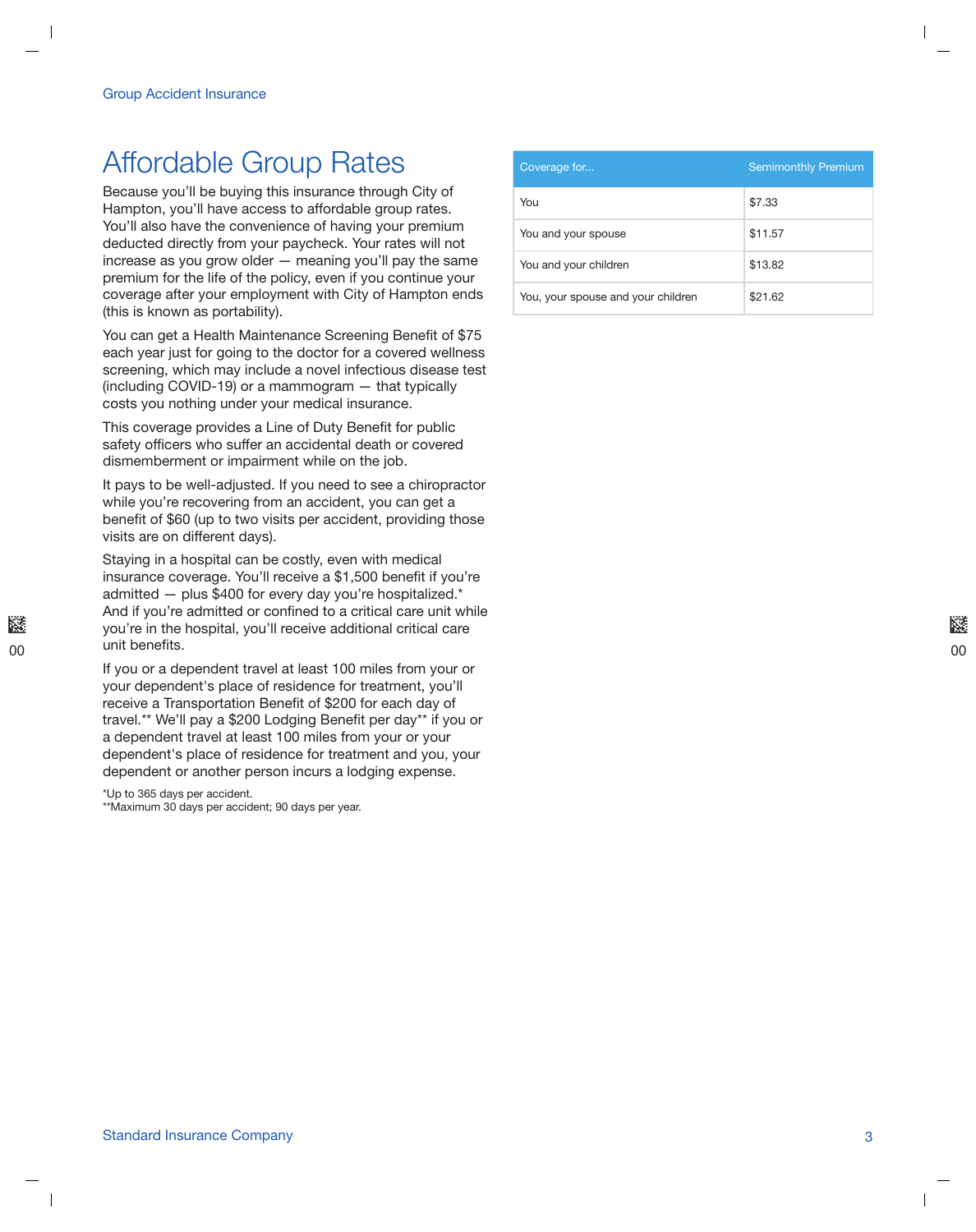## Affordable Group Rates

Because you'll be buying this insurance through City of Hampton, you'll have access to affordable group rates. You'll also have the convenience of having your premium deducted directly from your paycheck. Your rates will not increase as you grow older — meaning you'll pay the same premium for the life of the policy, even if you continue your coverage after your employment with City of Hampton ends (this is known as portability).

You can get a Health Maintenance Screening Benefit of $75 each year just for going to the doctor for a covered wellness screening, which may include a novel infectious disease test (including COVID-19) or a mammogram — that typically costs you nothing under your medical insurance.

This coverage provides a Line of Duty Benefit for public safety officers who suffer an accidental death or covered dismemberment or impairment while on the job.

It pays to be well-adjusted. If you need to see a chiropractor while you're recovering from an accident, you can get a benefit of $60 (up to two visits per accident, providing those visits are on different days).

Staying in a hospital can be costly, even with medical insurance coverage. You'll receive a $1,500 benefit if you're admitted — plus $400 for every day you're hospitalized.* And if you're admitted or confined to a critical care unit while you're in the hospital, you'll receive additional critical care unit benefits.

If you or a dependent travel at least 100 miles from your or your dependent's place of residence for treatment, you'll receive a Transportation Benefit of $200 for each day of travel.** We'll pay a $200 Lodging Benefit per day** if you or a dependent travel at least 100 miles from your or your dependent's place of residence for treatment and you, your dependent or another person incurs a lodging expense.

*Up to 365 days per accident.
**Maximum 30 days per accident; 90 days per year.

| Coverage for... | Semimonthly Premium |
|---|---|
| You | $7.33 |
| You and your spouse | $11.57 |
| You and your children | $13.82 |
| You, your spouse and your children | $21.62 |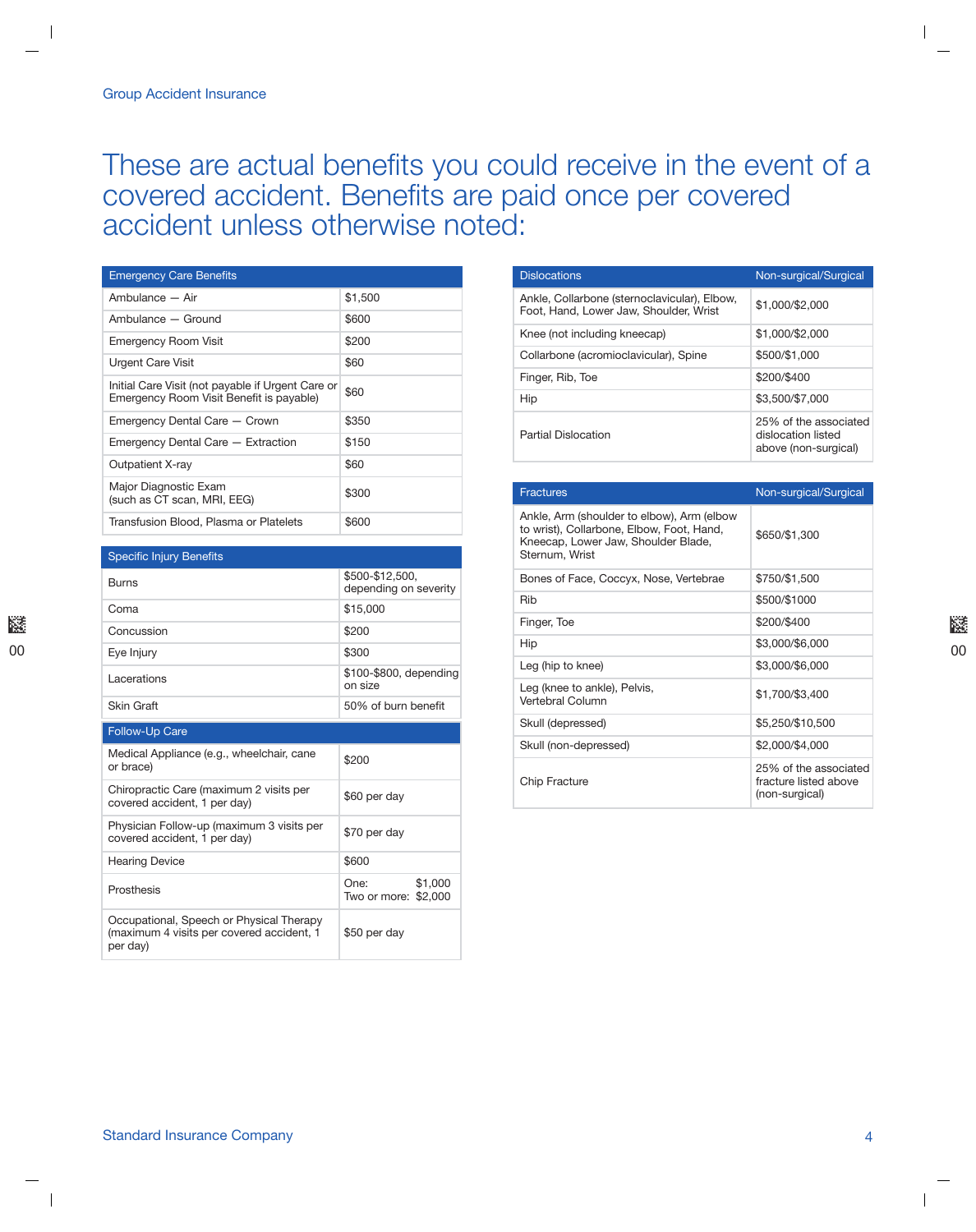# These are actual benefits you could receive in the event of a covered accident. Benefits are paid once per covered accident unless otherwise noted:

| Emergency Care Benefits | |
|---|---|
| Ambulance — Air | $1,500 |
| Ambulance — Ground | $600 |
| Emergency Room Visit | $200 |
| Urgent Care Visit | $60 |
| Initial Care Visit (not payable if Urgent Care or Emergency Room Visit Benefit is payable) | $60 |
| Emergency Dental Care — Crown | $350 |
| Emergency Dental Care — Extraction | $150 |
| Outpatient X-ray | $60 |
| Major Diagnostic Exam (such as CT scan, MRI, EEG) | $300 |
| Transfusion Blood, Plasma or Platelets | $600 |

| Specific Injury Benefits | |
|---|---|
| Burns | $500-$12,500, depending on severity |
| Coma | $15,000 |
| Concussion | $200 |
| Eye Injury | $300 |
| Lacerations | $100-$800, depending on size |
| Skin Graft | 50% of burn benefit |

| Follow-Up Care | |
|---|---|
| Medical Appliance (e.g., wheelchair, cane or brace) | $200 |
| Chiropractic Care (maximum 2 visits per covered accident, 1 per day) | $60 per day |
| Physician Follow-up (maximum 3 visits per covered accident, 1 per day) | $70 per day |
| Hearing Device | $600 |
| Prosthesis | One: $1,000<br>Two or more: $2,000 |
| Occupational, Speech or Physical Therapy (maximum 4 visits per covered accident, 1 per day) | $50 per day |

| Dislocations | Non-surgical/Surgical |
|---|---|
| Ankle, Collarbone (sternoclavicular), Elbow, Foot, Hand, Lower Jaw, Shoulder, Wrist | $1,000/$2,000 |
| Knee (not including kneecap) | $1,000/$2,000 |
| Collarbone (acromioclavicular), Spine | $500/$1,000 |
| Finger, Rib, Toe | $200/$400 |
| Hip | $3,500/$7,000 |
| Partial Dislocation | 25% of the associated dislocation listed above (non-surgical) |

| Fractures | Non-surgical/Surgical |
|---|---|
| Ankle, Arm (shoulder to elbow), Arm (elbow to wrist), Collarbone, Elbow, Foot, Hand, Kneecap, Lower Jaw, Shoulder Blade, Sternum, Wrist | $650/$1,300 |
| Bones of Face, Coccyx, Nose, Vertebrae | $750/$1,500 |
| Rib | $500/$1000 |
| Finger, Toe | $200/$400 |
| Hip | $3,000/$6,000 |
| Leg (hip to knee) | $3,000/$6,000 |
| Leg (knee to ankle), Pelvis, Vertebral Column | $1,700/$3,400 |
| Skull (depressed) | $5,250/$10,500 |
| Skull (non-depressed) | $2,000/$4,000 |
| Chip Fracture | 25% of the associated fracture listed above (non-surgical) |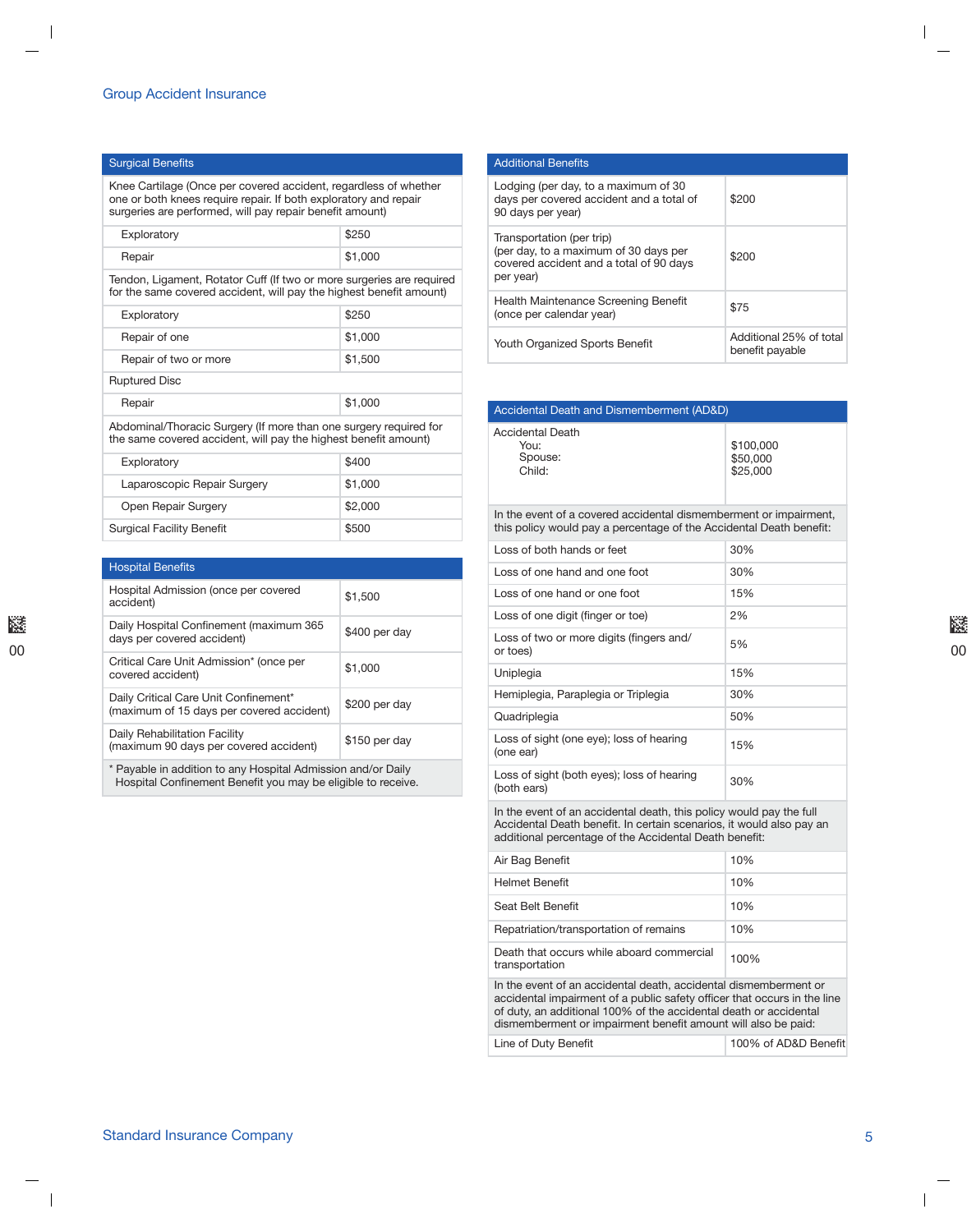# Group Accident Insurance

| Surgical Benefits | |
|---|---|
| Knee Cartilage (Once per covered accident, regardless of whether one or both knees require repair. If both exploratory and repair surgeries are performed, will pay repair benefit amount) | |
| Exploratory | $250 |
| Repair | $1,000 |
| Tendon, Ligament, Rotator Cuff (If two or more surgeries are required for the same covered accident, will pay the highest benefit amount) | |
| Exploratory | $250 |
| Repair of one | $1,000 |
| Repair of two or more | $1,500 |
| Ruptured Disc | |
| Repair | $1,000 |
| Abdominal/Thoracic Surgery (If more than one surgery required for the same covered accident, will pay the highest benefit amount) | |
| Exploratory | $400 |
| Laparoscopic Repair Surgery | $1,000 |
| Open Repair Surgery | $2,000 |
| Surgical Facility Benefit | $500 |

| Hospital Benefits | |
|---|---|
| Hospital Admission (once per covered accident) | $1,500 |
| Daily Hospital Confinement (maximum 365 days per covered accident) | $400 per day |
| Critical Care Unit Admission* (once per covered accident) | $1,000 |
| Daily Critical Care Unit Confinement* (maximum of 15 days per covered accident) | $200 per day |
| Daily Rehabilitation Facility (maximum 90 days per covered accident) | $150 per day |

* Payable in addition to any Hospital Admission and/or Daily Hospital Confinement Benefit you may be eligible to receive.

| Additional Benefits | |
|---|---|
| Lodging (per day, to a maximum of 30 days per covered accident and a total of 90 days per year) | $200 |
| Transportation (per trip) (per day, to a maximum of 30 days per covered accident and a total of 90 days per year) | $200 |
| Health Maintenance Screening Benefit (once per calendar year) | $75 |
| Youth Organized Sports Benefit | Additional 25% of total benefit payable |

| Accidental Death and Dismemberment (AD&D) | |
|---|---|
| Accidental Death<br>You:<br>Spouse:<br>Child: | <br>$100,000<br>$50,000<br>$25,000 |
| In the event of a covered accidental dismemberment or impairment, this policy would pay a percentage of the Accidental Death benefit: | |
| Loss of both hands or feet | 30% |
| Loss of one hand and one foot | 30% |
| Loss of one hand or one foot | 15% |
| Loss of one digit (finger or toe) | 2% |
| Loss of two or more digits (fingers and/or toes) | 5% |
| Uniplegia | 15% |
| Hemiplegia, Paraplegia or Triplegia | 30% |
| Quadriplegia | 50% |
| Loss of sight (one eye); loss of hearing (one ear) | 15% |
| Loss of sight (both eyes); loss of hearing (both ears) | 30% |
| In the event of an accidental death, this policy would pay the full Accidental Death benefit. In certain scenarios, it would also pay an additional percentage of the Accidental Death benefit: | |
| Air Bag Benefit | 10% |
| Helmet Benefit | 10% |
| Seat Belt Benefit | 10% |
| Repatriation/transportation of remains | 10% |
| Death that occurs while aboard commercial transportation | 100% |
| In the event of an accidental death, accidental dismemberment or accidental impairment of a public safety officer that occurs in the line of duty, an additional 100% of the accidental death or accidental dismemberment or impairment benefit amount will also be paid: | |
| Line of Duty Benefit | 100% of AD&D Benefit |

Standard Insurance Company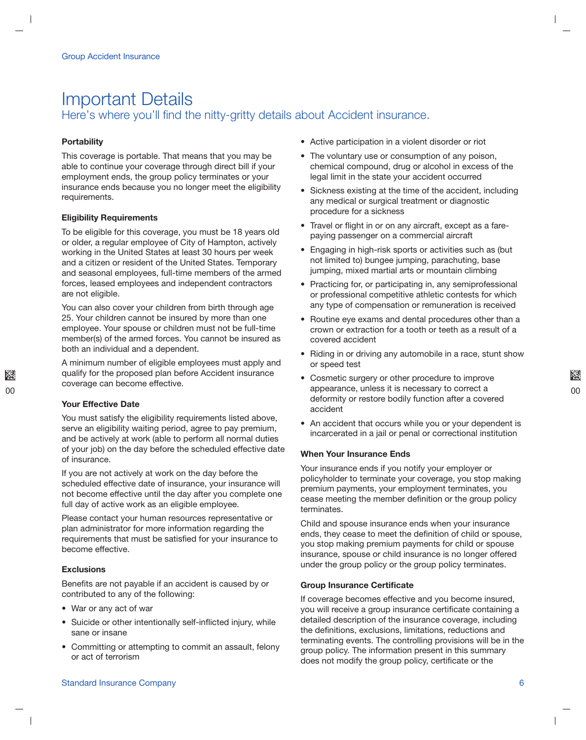# Important Details

## Here's where you'll find the nitty-gritty details about Accident insurance.

**Portability**

This coverage is portable. That means that you may be able to continue your coverage through direct bill if your employment ends, the group policy terminates or your insurance ends because you no longer meet the eligibility requirements.

**Eligibility Requirements**

To be eligible for this coverage, you must be 18 years old or older, a regular employee of City of Hampton, actively working in the United States at least 30 hours per week and a citizen or resident of the United States. Temporary and seasonal employees, full-time members of the armed forces, leased employees and independent contractors are not eligible.

You can also cover your children from birth through age 25. Your children cannot be insured by more than one employee. Your spouse or children must not be full-time member(s) of the armed forces. You cannot be insured as both an individual and a dependent.

A minimum number of eligible employees must apply and qualify for the proposed plan before Accident insurance coverage can become effective.

**Your Effective Date**

You must satisfy the eligibility requirements listed above, serve an eligibility waiting period, agree to pay premium, and be actively at work (able to perform all normal duties of your job) on the day before the scheduled effective date of insurance.

If you are not actively at work on the day before the scheduled effective date of insurance, your insurance will not become effective until the day after you complete one full day of active work as an eligible employee.

Please contact your human resources representative or plan administrator for more information regarding the requirements that must be satisfied for your insurance to become effective.

**Exclusions**

Benefits are not payable if an accident is caused by or contributed to any of the following:

- War or any act of war
- Suicide or other intentionally self-inflicted injury, while sane or insane
- Committing or attempting to commit an assault, felony or act of terrorism
- Active participation in a violent disorder or riot
- The voluntary use or consumption of any poison, chemical compound, drug or alcohol in excess of the legal limit in the state your accident occurred
- Sickness existing at the time of the accident, including any medical or surgical treatment or diagnostic procedure for a sickness
- Travel or flight in or on any aircraft, except as a fare-paying passenger on a commercial aircraft
- Engaging in high-risk sports or activities such as (but not limited to) bungee jumping, parachuting, base jumping, mixed martial arts or mountain climbing
- Practicing for, or participating in, any semiprofessional or professional competitive athletic contests for which any type of compensation or remuneration is received
- Routine eye exams and dental procedures other than a crown or extraction for a tooth or teeth as a result of a covered accident
- Riding in or driving any automobile in a race, stunt show or speed test
- Cosmetic surgery or other procedure to improve appearance, unless it is necessary to correct a deformity or restore bodily function after a covered accident
- An accident that occurs while you or your dependent is incarcerated in a jail or penal or correctional institution

**When Your Insurance Ends**

Your insurance ends if you notify your employer or policyholder to terminate your coverage, you stop making premium payments, your employment terminates, you cease meeting the member definition or the group policy terminates.

Child and spouse insurance ends when your insurance ends, they cease to meet the definition of child or spouse, you stop making premium payments for child or spouse insurance, spouse or child insurance is no longer offered under the group policy or the group policy terminates.

**Group Insurance Certificate**

If coverage becomes effective and you become insured, you will receive a group insurance certificate containing a detailed description of the insurance coverage, including the definitions, exclusions, limitations, reductions and terminating events. The controlling provisions will be in the group policy. The information present in this summary does not modify the group policy, certificate or the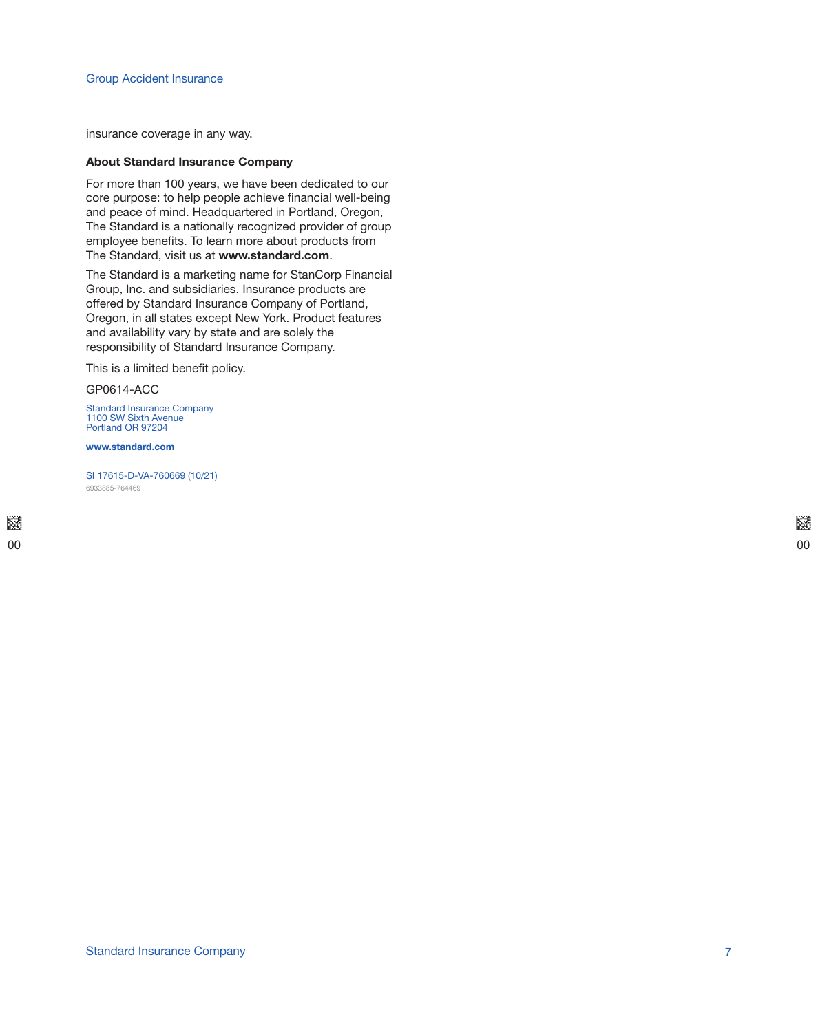insurance coverage in any way.

**About Standard Insurance Company**

For more than 100 years, we have been dedicated to our core purpose: to help people achieve financial well-being and peace of mind. Headquartered in Portland, Oregon, The Standard is a nationally recognized provider of group employee benefits. To learn more about products from The Standard, visit us at **www.standard.com**.

The Standard is a marketing name for StanCorp Financial Group, Inc. and subsidiaries. Insurance products are offered by Standard Insurance Company of Portland, Oregon, in all states except New York. Product features and availability vary by state and are solely the responsibility of Standard Insurance Company.

This is a limited benefit policy.

GP0614-ACC

Standard Insurance Company
1100 SW Sixth Avenue
Portland OR 97204

**www.standard.com**

SI 17615-D-VA-760669 (10/21)
6933885-764469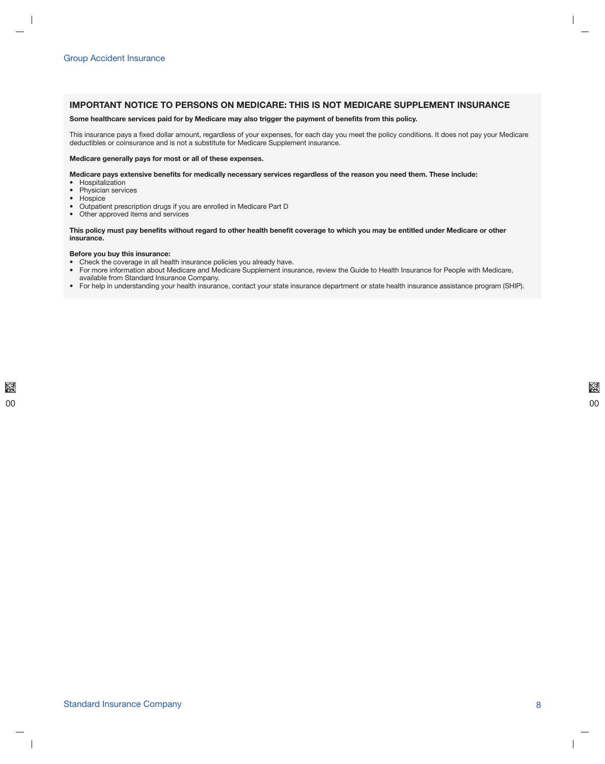## IMPORTANT NOTICE TO PERSONS ON MEDICARE: THIS IS NOT MEDICARE SUPPLEMENT INSURANCE

**Some healthcare services paid for by Medicare may also trigger the payment of benefits from this policy.**

This insurance pays a fixed dollar amount, regardless of your expenses, for each day you meet the policy conditions. It does not pay your Medicare deductibles or coinsurance and is not a substitute for Medicare Supplement insurance.

**Medicare generally pays for most or all of these expenses.**

**Medicare pays extensive benefits for medically necessary services regardless of the reason you need them. These include:**

- Hospitalization
- Physician services
- Hospice
- Outpatient prescription drugs if you are enrolled in Medicare Part D
- Other approved items and services

**This policy must pay benefits without regard to other health benefit coverage to which you may be entitled under Medicare or other insurance.**

**Before you buy this insurance:**

- Check the coverage in all health insurance policies you already have.
- For more information about Medicare and Medicare Supplement insurance, review the Guide to Health Insurance for People with Medicare, available from Standard Insurance Company.
- For help in understanding your health insurance, contact your state insurance department or state health insurance assistance program (SHIP).